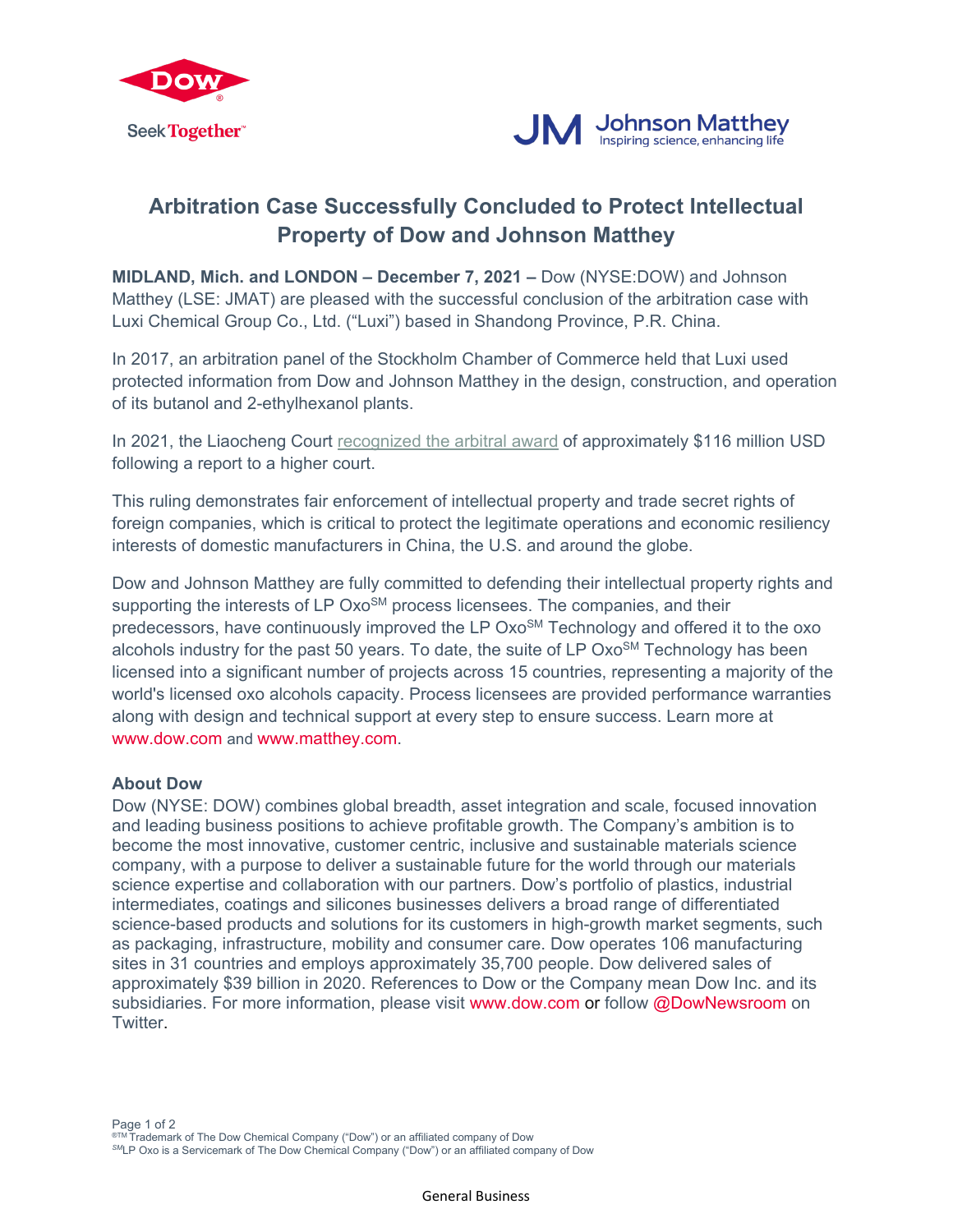# Arbitration Case Successfully Concluded to Protect Intellectual Property of Dow and Johnson Matthey

**MIDLAND, Mich. and LONDON – December 7, 2021 –** Dow (NYSE:DOW) and Johnson Matthey (LSE: JMAT) are pleased with the successful conclusion of the arbitration case with Luxi Chemical Group Co., Ltd. ("Luxi") based in Shandong Province, P.R. China.

In 2017, an arbitration panel of the Stockholm Chamber of Commerce held that Luxi used protected information from Dow and Johnson Matthey in the design, construction, and operation of its butanol and 2-ethylhexanol plants.

In 2021, the Liaocheng Court recognized the arbitral award of approximately $116 million USD following a report to a higher court.

This ruling demonstrates fair enforcement of intellectual property and trade secret rights of foreign companies, which is critical to protect the legitimate operations and economic resiliency interests of domestic manufacturers in China, the U.S. and around the globe.

Dow and Johnson Matthey are fully committed to defending their intellectual property rights and supporting the interests of LP Oxo[SM] process licensees. The companies, and their predecessors, have continuously improved the LP Oxo[SM] Technology and offered it to the oxo alcohols industry for the past 50 years. To date, the suite of LP Oxo[SM] Technology has been licensed into a significant number of projects across 15 countries, representing a majority of the world's licensed oxo alcohols capacity. Process licensees are provided performance warranties along with design and technical support at every step to ensure success. Learn more at www.dow.com and www.matthey.com.

**About Dow**

Dow (NYSE: DOW) combines global breadth, asset integration and scale, focused innovation and leading business positions to achieve profitable growth. The Company's ambition is to become the most innovative, customer centric, inclusive and sustainable materials science company, with a purpose to deliver a sustainable future for the world through our materials science expertise and collaboration with our partners. Dow's portfolio of plastics, industrial intermediates, coatings and silicones businesses delivers a broad range of differentiated science-based products and solutions for its customers in high-growth market segments, such as packaging, infrastructure, mobility and consumer care. Dow operates 106 manufacturing sites in 31 countries and employs approximately 35,700 people. Dow delivered sales of approximately $39 billion in 2020. References to Dow or the Company mean Dow Inc. and its subsidiaries. For more information, please visit www.dow.com or follow @DowNewsroom on Twitter.

®TM Trademark of The Dow Chemical Company ("Dow") or an affiliated company of Dow
SM LP Oxo is a Servicemark of The Dow Chemical Company ("Dow") or an affiliated company of Dow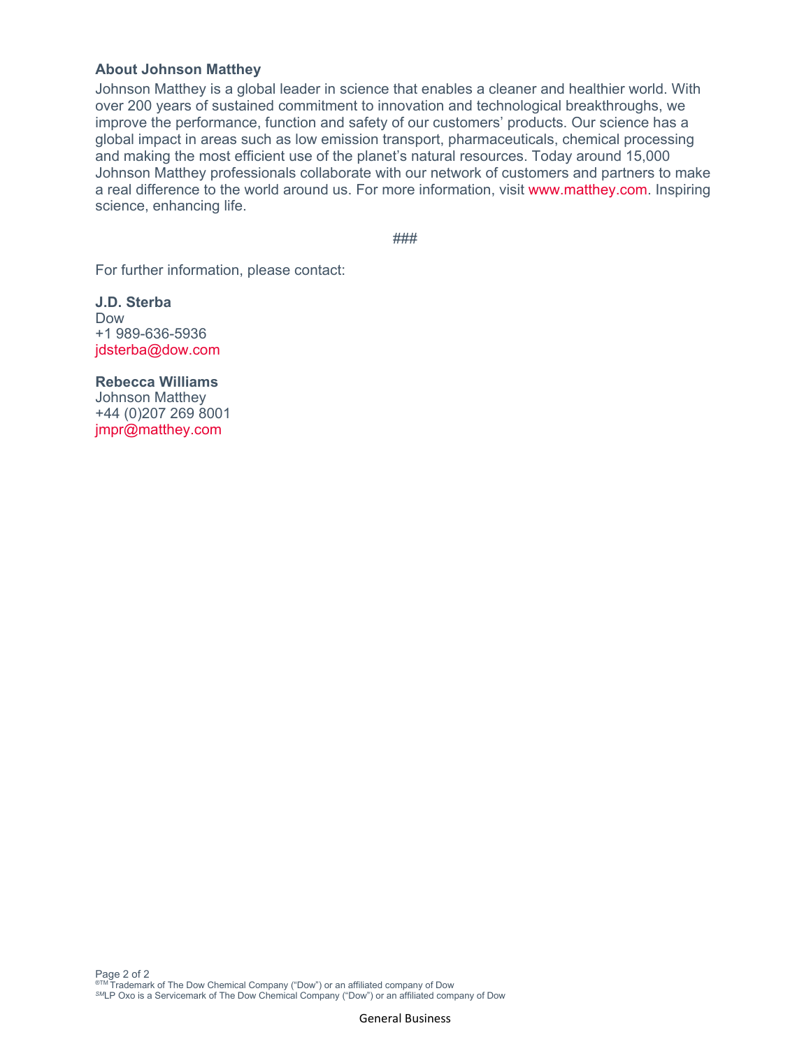**About Johnson Matthey**

Johnson Matthey is a global leader in science that enables a cleaner and healthier world. With over 200 years of sustained commitment to innovation and technological breakthroughs, we improve the performance, function and safety of our customers' products. Our science has a global impact in areas such as low emission transport, pharmaceuticals, chemical processing and making the most efficient use of the planet's natural resources. Today around 15,000 Johnson Matthey professionals collaborate with our network of customers and partners to make a real difference to the world around us. For more information, visit www.matthey.com. Inspiring science, enhancing life.

###

For further information, please contact:

**J.D. Sterba**
Dow
+1 989-636-5936
jdsterba@dow.com

**Rebecca Williams**
Johnson Matthey
+44 (0)207 269 8001
jmpr@matthey.com

®TM Trademark of The Dow Chemical Company ("Dow") or an affiliated company of Dow
SM LP Oxo is a Servicemark of The Dow Chemical Company ("Dow") or an affiliated company of Dow

General Business